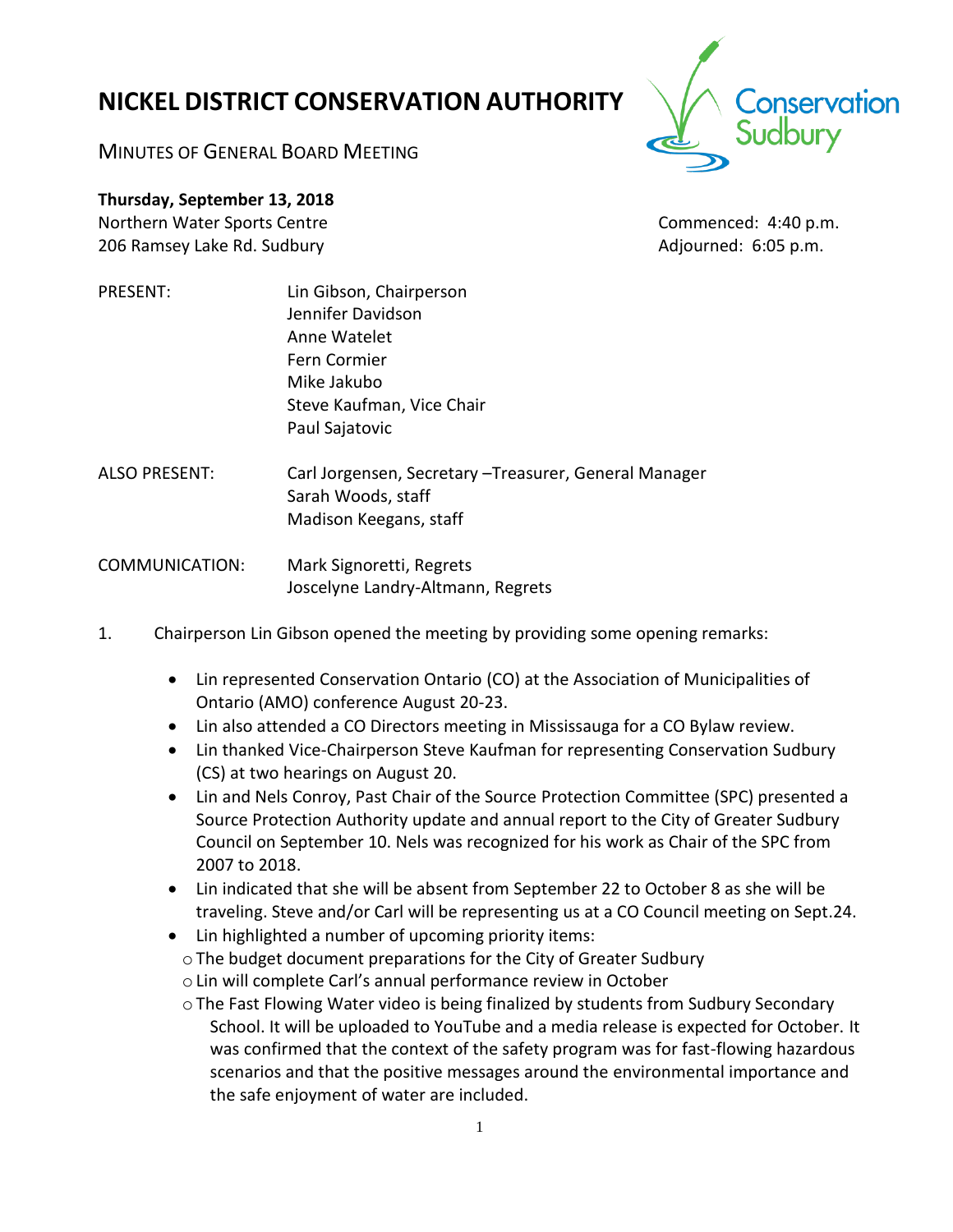# NICKEL DISTRICT CONSERVATION AUTHORITY

MINUTES OF GENERAL BOARD MEETING

**Thursday, September 13, 2018**

Northern Water Sports Centre  
206 Ramsey Lake Rd. Sudbury

Commenced: 4:40 p.m.  
Adjourned: 6:05 p.m.

PRESENT:
Lin Gibson, Chairperson  
Jennifer Davidson  
Anne Watelet  
Fern Cormier  
Mike Jakubo  
Steve Kaufman, Vice Chair  
Paul Sajatovic

ALSO PRESENT:
Carl Jorgensen, Secretary –Treasurer, General Manager  
Sarah Woods, staff  
Madison Keegans, staff

COMMUNICATION:
Mark Signoretti, Regrets  
Joscelyne Landry-Altmann, Regrets

1. Chairperson Lin Gibson opened the meeting by providing some opening remarks:

   - Lin represented Conservation Ontario (CO) at the Association of Municipalities of Ontario (AMO) conference August 20-23.
   - Lin also attended a CO Directors meeting in Mississauga for a CO Bylaw review.
   - Lin thanked Vice-Chairperson Steve Kaufman for representing Conservation Sudbury (CS) at two hearings on August 20.
   - Lin and Nels Conroy, Past Chair of the Source Protection Committee (SPC) presented a Source Protection Authority update and annual report to the City of Greater Sudbury Council on September 10. Nels was recognized for his work as Chair of the SPC from 2007 to 2018.
   - Lin indicated that she will be absent from September 22 to October 8 as she will be traveling. Steve and/or Carl will be representing us at a CO Council meeting on Sept.24.
   - Lin highlighted a number of upcoming priority items:
     - The budget document preparations for the City of Greater Sudbury
     - Lin will complete Carl's annual performance review in October
     - The Fast Flowing Water video is being finalized by students from Sudbury Secondary School. It will be uploaded to YouTube and a media release is expected for October. It was confirmed that the context of the safety program was for fast-flowing hazardous scenarios and that the positive messages around the environmental importance and the safe enjoyment of water are included.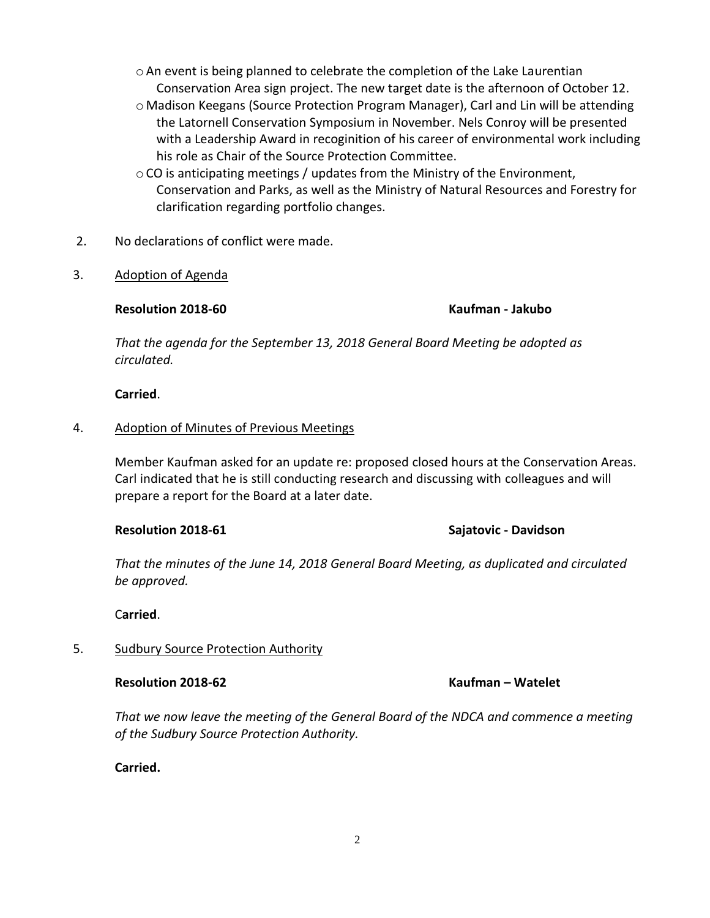- An event is being planned to celebrate the completion of the Lake Laurentian Conservation Area sign project. The new target date is the afternoon of October 12.
- Madison Keegans (Source Protection Program Manager), Carl and Lin will be attending the Latornell Conservation Symposium in November. Nels Conroy will be presented with a Leadership Award in recoginition of his career of environmental work including his role as Chair of the Source Protection Committee.
- CO is anticipating meetings / updates from the Ministry of the Environment, Conservation and Parks, as well as the Ministry of Natural Resources and Forestry for clarification regarding portfolio changes.

2. No declarations of conflict were made.

3. Adoption of Agenda

**Resolution 2018-60** **Kaufman - Jakubo**

*That the agenda for the September 13, 2018 General Board Meeting be adopted as circulated.*

**Carried**.

4. Adoption of Minutes of Previous Meetings

Member Kaufman asked for an update re: proposed closed hours at the Conservation Areas. Carl indicated that he is still conducting research and discussing with colleagues and will prepare a report for the Board at a later date.

**Resolution 2018-61** **Sajatovic - Davidson**

*That the minutes of the June 14, 2018 General Board Meeting, as duplicated and circulated be approved.*

C**arried**.

5. Sudbury Source Protection Authority

**Resolution 2018-62** **Kaufman – Watelet**

*That we now leave the meeting of the General Board of the NDCA and commence a meeting of the Sudbury Source Protection Authority.*

**Carried.**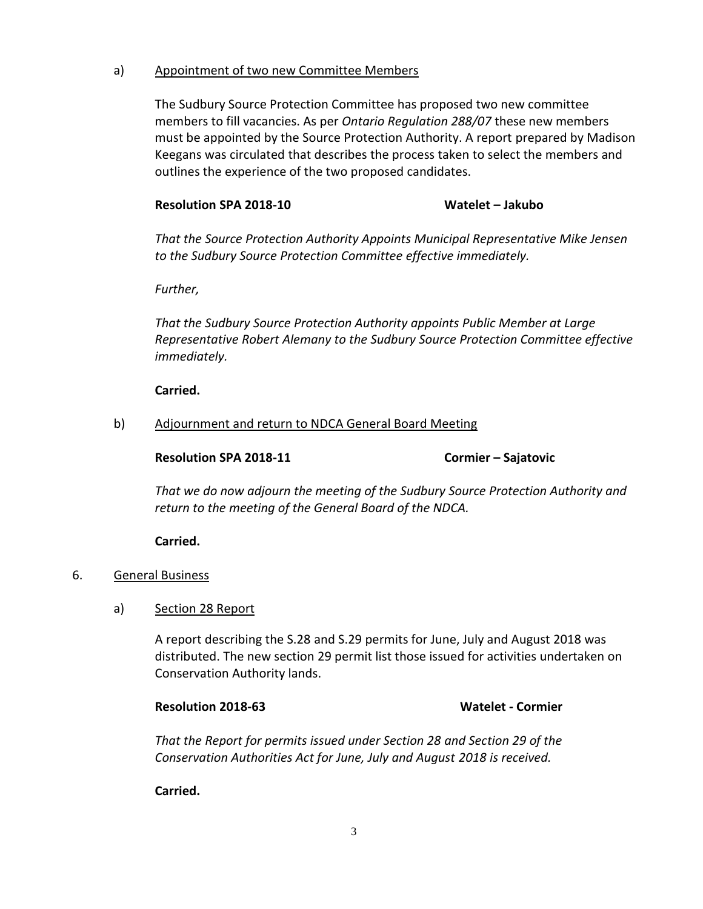a) <u>Appointment of two new Committee Members</u>

The Sudbury Source Protection Committee has proposed two new committee members to fill vacancies. As per *Ontario Regulation 288/07* these new members must be appointed by the Source Protection Authority. A report prepared by Madison Keegans was circulated that describes the process taken to select the members and outlines the experience of the two proposed candidates.

**Resolution SPA 2018-10** **Watelet – Jakubo**

*That the Source Protection Authority Appoints Municipal Representative Mike Jensen to the Sudbury Source Protection Committee effective immediately.*

*Further,*

*That the Sudbury Source Protection Authority appoints Public Member at Large Representative Robert Alemany to the Sudbury Source Protection Committee effective immediately.*

**Carried.**

b) <u>Adjournment and return to NDCA General Board Meeting</u>

**Resolution SPA 2018-11** **Cormier – Sajatovic**

*That we do now adjourn the meeting of the Sudbury Source Protection Authority and return to the meeting of the General Board of the NDCA.*

**Carried.**

6. <u>General Business</u>

a) <u>Section 28 Report</u>

A report describing the S.28 and S.29 permits for June, July and August 2018 was distributed. The new section 29 permit list those issued for activities undertaken on Conservation Authority lands.

**Resolution 2018-63** **Watelet - Cormier**

*That the Report for permits issued under Section 28 and Section 29 of the Conservation Authorities Act for June, July and August 2018 is received.*

**Carried.**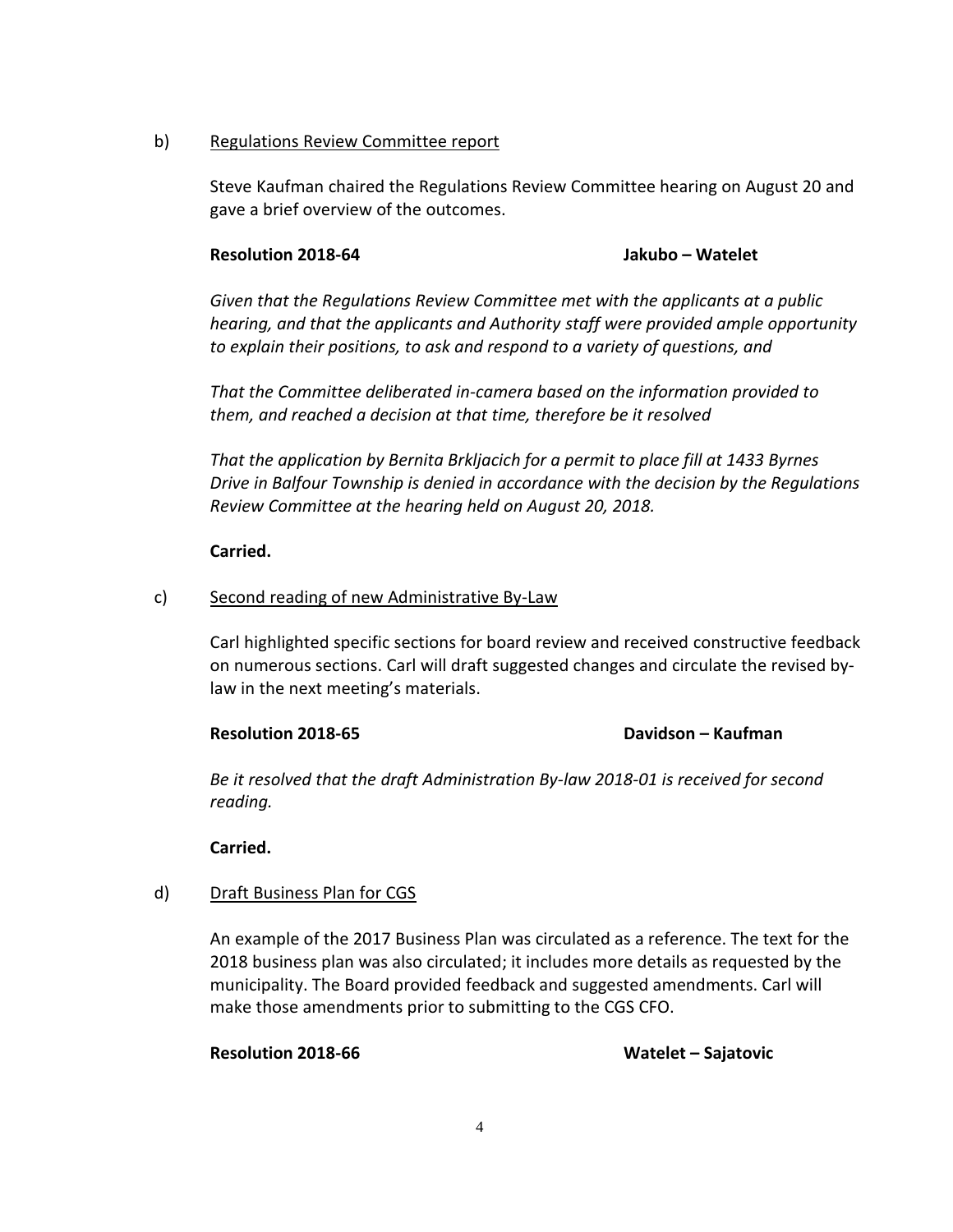b) <u>Regulations Review Committee report</u>

Steve Kaufman chaired the Regulations Review Committee hearing on August 20 and gave a brief overview of the outcomes.

**Resolution 2018-64** **Jakubo – Watelet**

*Given that the Regulations Review Committee met with the applicants at a public hearing, and that the applicants and Authority staff were provided ample opportunity to explain their positions, to ask and respond to a variety of questions, and*

*That the Committee deliberated in-camera based on the information provided to them, and reached a decision at that time, therefore be it resolved*

*That the application by Bernita Brkljacich for a permit to place fill at 1433 Byrnes Drive in Balfour Township is denied in accordance with the decision by the Regulations Review Committee at the hearing held on August 20, 2018.*

**Carried.**

c) <u>Second reading of new Administrative By-Law</u>

Carl highlighted specific sections for board review and received constructive feedback on numerous sections. Carl will draft suggested changes and circulate the revised by-law in the next meeting's materials.

**Resolution 2018-65** **Davidson – Kaufman**

*Be it resolved that the draft Administration By-law 2018-01 is received for second reading.*

**Carried.**

d) <u>Draft Business Plan for CGS</u>

An example of the 2017 Business Plan was circulated as a reference. The text for the 2018 business plan was also circulated; it includes more details as requested by the municipality. The Board provided feedback and suggested amendments. Carl will make those amendments prior to submitting to the CGS CFO.

**Resolution 2018-66** **Watelet – Sajatovic**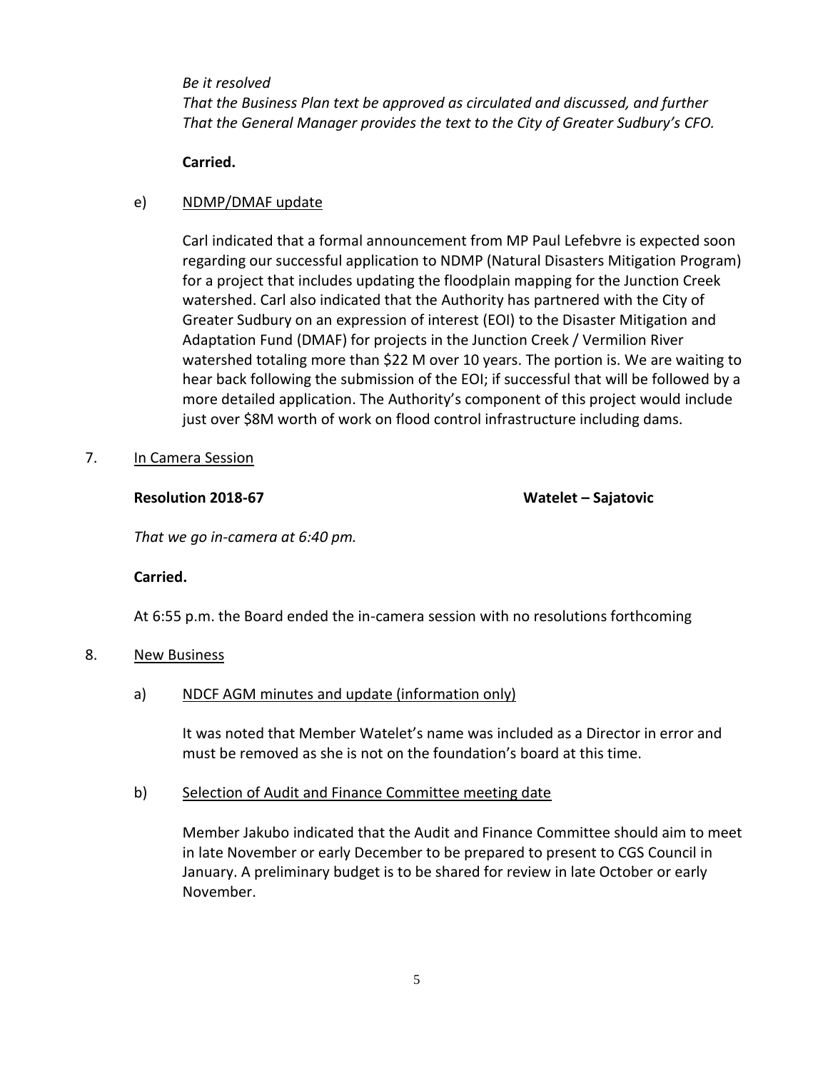*Be it resolved*
*That the Business Plan text be approved as circulated and discussed, and further*
*That the General Manager provides the text to the City of Greater Sudbury's CFO.*

**Carried.**

e) NDMP/DMAF update

Carl indicated that a formal announcement from MP Paul Lefebvre is expected soon regarding our successful application to NDMP (Natural Disasters Mitigation Program) for a project that includes updating the floodplain mapping for the Junction Creek watershed. Carl also indicated that the Authority has partnered with the City of Greater Sudbury on an expression of interest (EOI) to the Disaster Mitigation and Adaptation Fund (DMAF) for projects in the Junction Creek / Vermilion River watershed totaling more than $22 M over 10 years. The portion is. We are waiting to hear back following the submission of the EOI; if successful that will be followed by a more detailed application. The Authority's component of this project would include just over $8M worth of work on flood control infrastructure including dams.

7. In Camera Session

**Resolution 2018-67** **Watelet – Sajatovic**

*That we go in-camera at 6:40 pm.*

**Carried.**

At 6:55 p.m. the Board ended the in-camera session with no resolutions forthcoming

8. New Business

a) NDCF AGM minutes and update (information only)

It was noted that Member Watelet's name was included as a Director in error and must be removed as she is not on the foundation's board at this time.

b) Selection of Audit and Finance Committee meeting date

Member Jakubo indicated that the Audit and Finance Committee should aim to meet in late November or early December to be prepared to present to CGS Council in January. A preliminary budget is to be shared for review in late October or early November.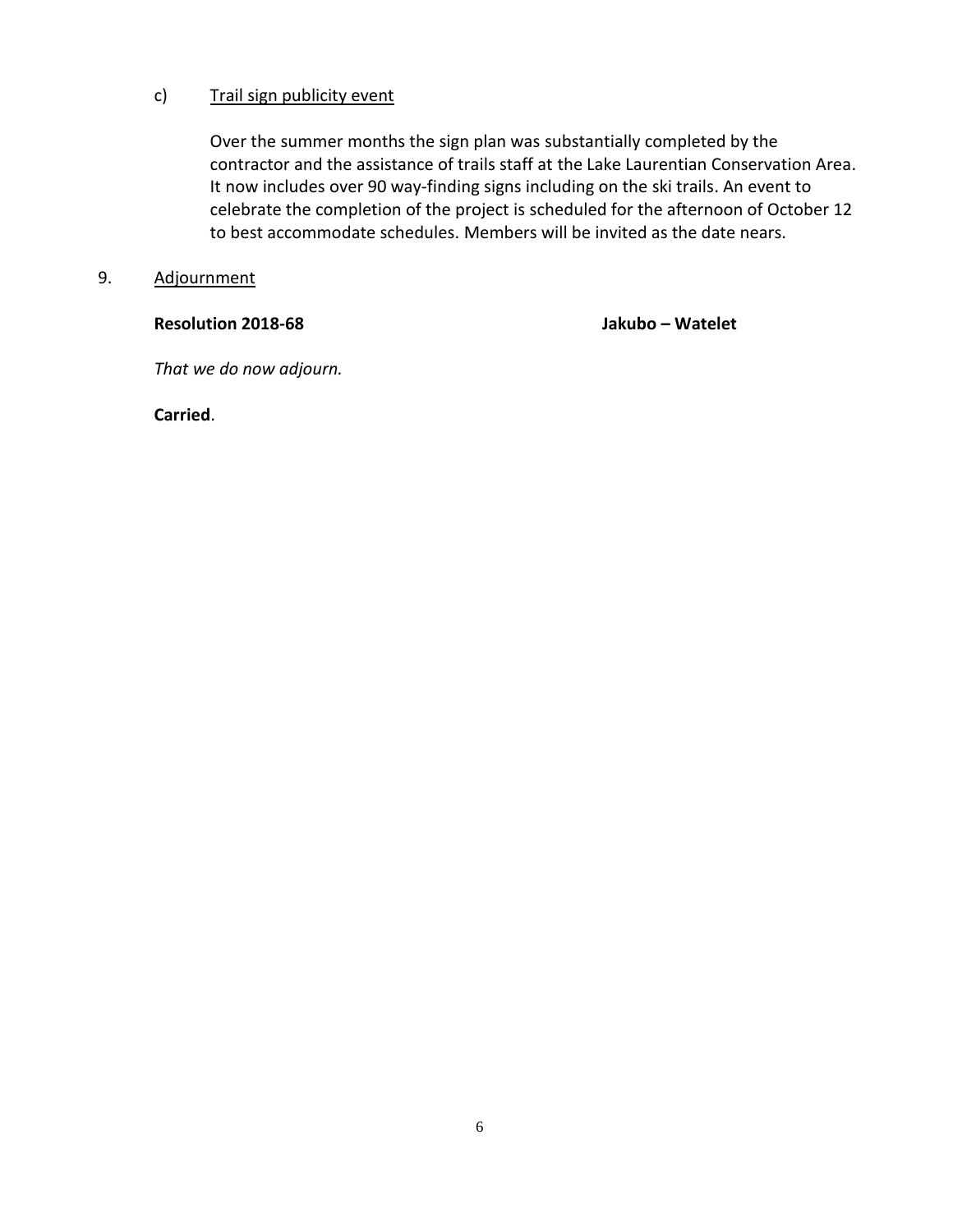c) Trail sign publicity event

Over the summer months the sign plan was substantially completed by the contractor and the assistance of trails staff at the Lake Laurentian Conservation Area. It now includes over 90 way-finding signs including on the ski trails. An event to celebrate the completion of the project is scheduled for the afternoon of October 12 to best accommodate schedules. Members will be invited as the date nears.

9. Adjournment

**Resolution 2018-68** **Jakubo – Watelet**

*That we do now adjourn.*

**Carried**.